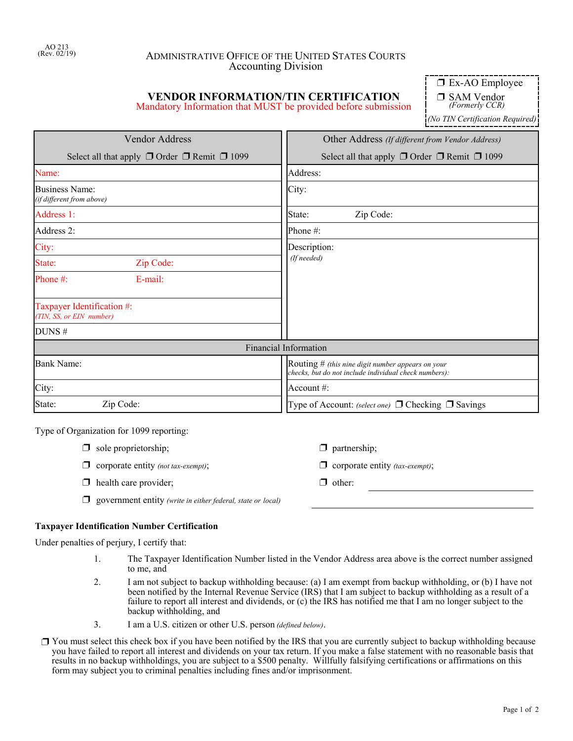AO 213
(Rev. 02/19)

ADMINISTRATIVE OFFICE OF THE UNITED STATES COURTS
Accounting Division

# VENDOR INFORMATION/TIN CERTIFICATION

Mandatory Information that MUST be provided before submission

❒ Ex-AO Employee
❒ SAM Vendor *(Formerly CCR)*
*(No TIN Certification Required)*

| Vendor Address<br>Select all that apply ❒ Order ❒ Remit ❒ 1099 | Other Address *(If different from Vendor Address)*<br>Select all that apply ❒ Order ❒ Remit ❒ 1099 |
|---|---|
| Name: | Address: |
| Business Name: *(if different from above)* | City: |
| Address 1: | State: Zip Code: |
| Address 2: | Phone #: |
| City: | Description: *(If needed)* |
| State: Zip Code: | |
| Phone #: E-mail: | |
| Taxpayer Identification #: *(TIN, SS, or EIN number)* | |
| DUNS # | |

| Financial Information | |
|---|---|
| Bank Name: | Routing # *(this nine digit number appears on your checks, but do not include individual check numbers):* |
| City: | Account #: |
| State: Zip Code: | Type of Account: *(select one)* ❒ Checking ❒ Savings |

Type of Organization for 1099 reporting:

- ❒ sole proprietorship;
- ❒ corporate entity *(not tax-exempt)*;
- ❒ health care provider;
- ❒ government entity *(write in either federal, state or local)*
- ❒ partnership;
- ❒ corporate entity *(tax-exempt)*;
- ❒ other: ____________________

**Taxpayer Identification Number Certification**

Under penalties of perjury, I certify that:

1. The Taxpayer Identification Number listed in the Vendor Address area above is the correct number assigned to me, and
2. I am not subject to backup withholding because: (a) I am exempt from backup withholding, or (b) I have not been notified by the Internal Revenue Service (IRS) that I am subject to backup withholding as a result of a failure to report all interest and dividends, or (c) the IRS has notified me that I am no longer subject to the backup withholding, and
3. I am a U.S. citizen or other U.S. person *(defined below)*.

❒ You must select this check box if you have been notified by the IRS that you are currently subject to backup withholding because you have failed to report all interest and dividends on your tax return. If you make a false statement with no reasonable basis that results in no backup withholdings, you are subject to a $500 penalty. Willfully falsifying certifications or affirmations on this form may subject you to criminal penalties including fines and/or imprisonment.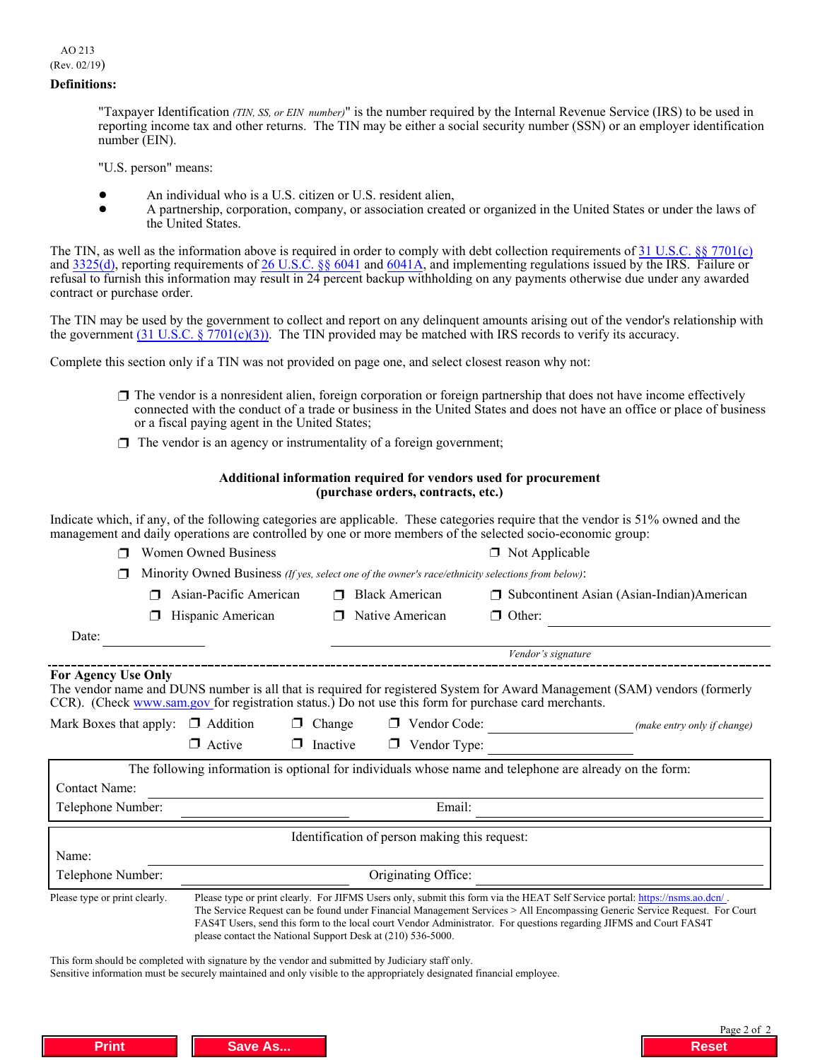AO 213
(Rev. 02/19)

**Definitions:**

"Taxpayer Identification *(TIN, SS, or EIN number)*" is the number required by the Internal Revenue Service (IRS) to be used in reporting income tax and other returns. The TIN may be either a social security number (SSN) or an employer identification number (EIN).

"U.S. person" means:

- An individual who is a U.S. citizen or U.S. resident alien,
- A partnership, corporation, company, or association created or organized in the United States or under the laws of the United States.

The TIN, as well as the information above is required in order to comply with debt collection requirements of 31 U.S.C. §§ 7701(c) and 3325(d), reporting requirements of 26 U.S.C. §§ 6041 and 6041A, and implementing regulations issued by the IRS. Failure or refusal to furnish this information may result in 24 percent backup withholding on any payments otherwise due under any awarded contract or purchase order.

The TIN may be used by the government to collect and report on any delinquent amounts arising out of the vendor's relationship with the government (31 U.S.C. § 7701(c)(3)). The TIN provided may be matched with IRS records to verify its accuracy.

Complete this section only if a TIN was not provided on page one, and select closest reason why not:

- ❐ The vendor is a nonresident alien, foreign corporation or foreign partnership that does not have income effectively connected with the conduct of a trade or business in the United States and does not have an office or place of business or a fiscal paying agent in the United States;
- ❐ The vendor is an agency or instrumentality of a foreign government;

**Additional information required for vendors used for procurement (purchase orders, contracts, etc.)**

Indicate which, if any, of the following categories are applicable. These categories require that the vendor is 51% owned and the management and daily operations are controlled by one or more members of the selected socio-economic group:

❐ Women Owned Business ❐ Not Applicable

❐ Minority Owned Business *(If yes, select one of the owner's race/ethnicity selections from below)*:

❐ Asian-Pacific American ❐ Black American ❐ Subcontinent Asian (Asian-Indian)American

❐ Hispanic American ❐ Native American ❐ Other: ______________________

Date: ______________ ____________________________________________

*Vendor's signature*

**For Agency Use Only**

The vendor name and DUNS number is all that is required for registered System for Award Management (SAM) vendors (formerly CCR). (Check www.sam.gov for registration status.) Do not use this form for purchase card merchants.

Mark Boxes that apply: ❐ Addition ❐ Change ❐ Vendor Code: ______________ *(make entry only if change)*

❐ Active ❐ Inactive ❐ Vendor Type: ______________

The following information is optional for individuals whose name and telephone are already on the form:

Contact Name: ____________________________________________

Telephone Number: ______________ Email: ______________

Identification of person making this request:

Name: ____________________________________________

Telephone Number: ______________ Originating Office: ______________

Please type or print clearly. Please type or print clearly. For JIFMS Users only, submit this form via the HEAT Self Service portal: https://nsms.ao.dcn/ . The Service Request can be found under Financial Management Services > All Encompassing Generic Service Request. For Court FAS4T Users, send this form to the local court Vendor Administrator. For questions regarding JIFMS and Court FAS4T please contact the National Support Desk at (210) 536-5000.

This form should be completed with signature by the vendor and submitted by Judiciary staff only.
Sensitive information must be securely maintained and only visible to the appropriately designated financial employee.

Print Save As... Reset